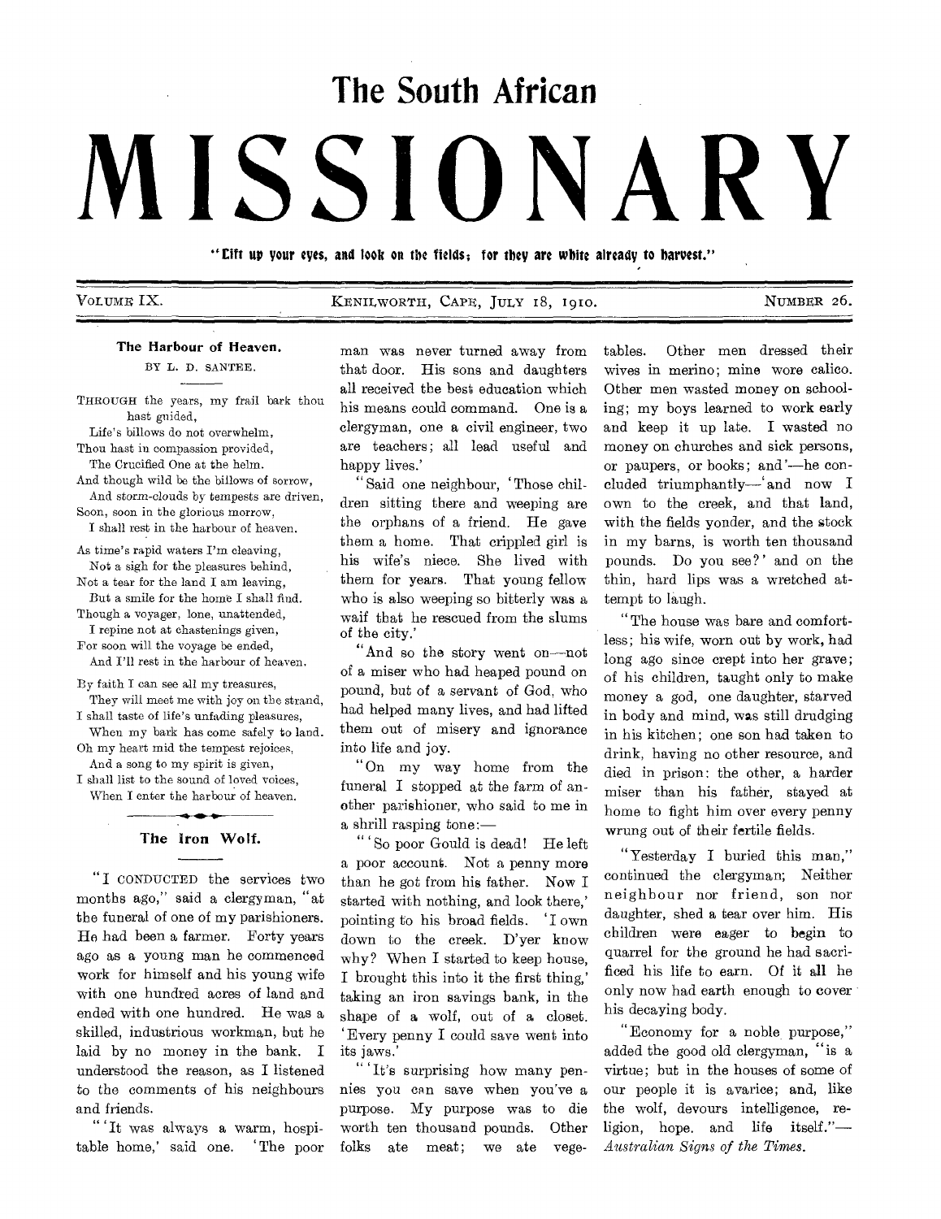# The South African MISSIONARY

"Lift up your eyes, and look on the fields; for they are white already to harvest."

VOLUME IX. KENILWORTH, CAPE, JULY 18, 1910. NUMBER 26.

## The Harbour of Heaven.

BY L. D. SANTEE.

THROUGH the years, my frail bark thou hast guided,
Life's billows do not overwhelm,
Thou hast in compassion provided,
The Crucified One at the helm.
And though wild be the billows of sorrow,
And storm-clouds by tempests are driven,
Soon, soon in the glorious morrow,
I shall rest in the harbour of heaven.

As time's rapid waters I'm cleaving,
Not a sigh for the pleasures behind,
Not a tear for the land I am leaving,
But a smile for the home I shall find.
Though a voyager, lone, unattended,
I repine not at chastenings given,
For soon will the voyage be ended,
And I'll rest in the harbour of heaven.

By faith I can see all my treasures,
They will meet me with joy on the strand,
I shall taste of life's unfading pleasures,
When my bark has come safely to land.
Oh my heart mid the tempest rejoices,
And a song to my spirit is given,
I shall list to the sound of loved voices,
When I enter the harbour of heaven.

## The Iron Wolf.

"I CONDUCTED the services two months ago," said a clergyman, "at the funeral of one of my parishioners. He had been a farmer. Forty years ago as a young man he commenced work for himself and his young wife with one hundred acres of land and ended with one hundred. He was a skilled, industrious workman, but he laid by no money in the bank. I understood the reason, as I listened to the comments of his neighbours and friends.

"'It was always a warm, hospitable home,' said one. 'The poor man was never turned away from that door. His sons and daughters all received the best education which his means could command. One is a clergyman, one a civil engineer, two are teachers; all lead useful and happy lives.'

"Said one neighbour, 'Those children sitting there and weeping are the orphans of a friend. He gave them a home. That crippled girl is his wife's niece. She lived with them for years. That young fellow who is also weeping so bitterly was a waif that he rescued from the slums of the city.'

"And so the story went on—not of a miser who had heaped pound on pound, but of a servant of God, who had helped many lives, and had lifted them out of misery and ignorance into life and joy.

"On my way home from the funeral I stopped at the farm of another parishioner, who said to me in a shrill rasping tone:—

"'So poor Gould is dead! He left a poor account. Not a penny more than he got from his father. Now I started with nothing, and look there,' pointing to his broad fields. 'I own down to the creek. D'yer know why? When I started to keep house, I brought this into it the first thing,' taking an iron savings bank, in the shape of a wolf, out of a closet. 'Every penny I could save went into its jaws.'

"'It's surprising how many pennies you can save when you've a purpose. My purpose was to die worth ten thousand pounds. Other folks ate meat; we ate vegetables. Other men dressed their wives in merino; mine wore calico. Other men wasted money on schooling; my boys learned to work early and keep it up late. I wasted no money on churches and sick persons, or paupers, or books; and'—he concluded triumphantly—'and now I own to the creek, and that land, with the fields yonder, and the stock in my barns, is worth ten thousand pounds. Do you see?' and on the thin, hard lips was a wretched attempt to laugh.

"The house was bare and comfortless; his wife, worn out by work, had long ago since crept into her grave; of his children, taught only to make money a god, one daughter, starved in body and mind, was still drudging in his kitchen; one son had taken to drink, having no other resource, and died in prison: the other, a harder miser than his father, stayed at home to fight him over every penny wrung out of their fertile fields.

"Yesterday I buried this man," continued the clergyman; Neither neighbour nor friend, son nor daughter, shed a tear over him. His children were eager to begin to quarrel for the ground he had sacrificed his life to earn. Of it all he only now had earth enough to cover his decaying body.

"Economy for a noble purpose," added the good old clergyman, "is a virtue; but in the houses of some of our people it is avarice; and, like the wolf, devours intelligence, religion, hope, and life itself."—*Australian Signs of the Times.*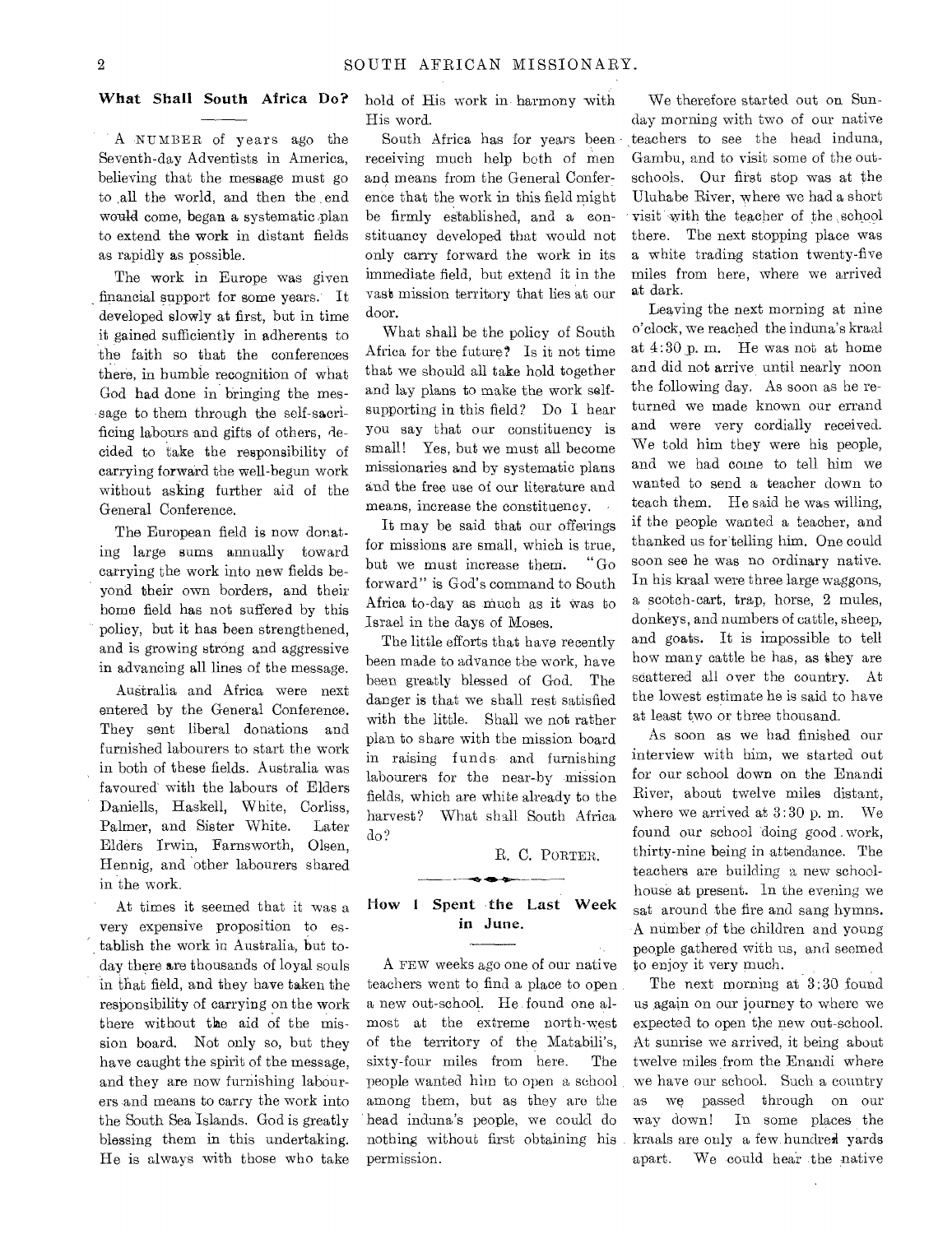## What Shall South Africa Do?

A NUMBER of years ago the Seventh-day Adventists in America, believing that the message must go to all the world, and then the end would come, began a systematic plan to extend the work in distant fields as rapidly as possible.

The work in Europe was given financial support for some years. It developed slowly at first, but in time it gained sufficiently in adherents to the faith so that the conferences there, in humble recognition of what God had done in bringing the message to them through the self-sacrificing labours and gifts of others, decided to take the responsibility of carrying forward the well-begun work without asking further aid of the General Conference.

The European field is now donating large sums annually toward carrying the work into new fields beyond their own borders, and their home field has not suffered by this policy, but it has been strengthened, and is growing strong and aggressive in advancing all lines of the message.

Australia and Africa were next entered by the General Conference. They sent liberal donations and furnished labourers to start the work in both of these fields. Australia was favoured with the labours of Elders Daniells, Haskell, White, Corliss, Palmer, and Sister White. Later Elders Irwin, Farnsworth, Olsen, Hennig, and other labourers shared in the work.

At times it seemed that it was a very expensive proposition to establish the work in Australia, but to-day there are thousands of loyal souls in that field, and they have taken the responsibility of carrying on the work there without the aid of the mission board. Not only so, but they have caught the spirit of the message, and they are now furnishing labourers and means to carry the work into the South Sea Islands. God is greatly blessing them in this undertaking. He is always with those who take hold of His work in harmony with His word.

South Africa has for years been receiving much help both of men and means from the General Conference that the work in this field might be firmly established, and a constituency developed that would not only carry forward the work in its immediate field, but extend it in the vast mission territory that lies at our door.

What shall be the policy of South Africa for the future? Is it not time that we should all take hold together and lay plans to make the work self-supporting in this field? Do I hear you say that our constituency is small! Yes, but we must all become missionaries and by systematic plans and the free use of our literature and means, increase the constituency.

It may be said that our offerings for missions are small, which is true, but we must increase them. "Go forward" is God's command to South Africa to-day as much as it was to Israel in the days of Moses.

The little efforts that have recently been made to advance the work, have been greatly blessed of God. The danger is that we shall rest satisfied with the little. Shall we not rather plan to share with the mission board in raising funds and furnishing labourers for the near-by mission fields, which are white already to the harvest? What shall South Africa do?

R. C. PORTER.

## How I Spent the Last Week in June.

A FEW weeks ago one of our native teachers went to find a place to open a new out-school. He found one almost at the extreme north-west of the territory of the Matabili's, sixty-four miles from here. The people wanted him to open a school among them, but as they are the head induna's people, we could do nothing without first obtaining his permission.

We therefore started out on Sunday morning with two of our native teachers to see the head induna, Gambu, and to visit some of the out-schools. Our first stop was at the Uluhabe River, where we had a short visit with the teacher of the school there. The next stopping place was a white trading station twenty-five miles from here, where we arrived at dark.

Leaving the next morning at nine o'clock, we reached the induna's kraal at 4:30 p. m. He was not at home and did not arrive until nearly noon the following day. As soon as he returned we made known our errand and were very cordially received. We told him they were his people, and we had come to tell him we wanted to send a teacher down to teach them. He said he was willing, if the people wanted a teacher, and thanked us for telling him. One could soon see he was no ordinary native. In his kraal were three large waggons, a scotch-cart, trap, horse, 2 mules, donkeys, and numbers of cattle, sheep, and goats. It is impossible to tell how many cattle he has, as they are scattered all over the country. At the lowest estimate he is said to have at least two or three thousand.

As soon as we had finished our interview with him, we started out for our school down on the Enandi River, about twelve miles distant, where we arrived at 3:30 p. m. We found our school doing good work, thirty-nine being in attendance. The teachers are building a new schoolhouse at present. In the evening we sat around the fire and sang hymns. A number of the children and young people gathered with us, and seemed to enjoy it very much.

The next morning at 3:30 found us again on our journey to where we expected to open the new out-school. At sunrise we arrived, it being about twelve miles from the Enandi where we have our school. Such a country as we passed through on our way down! In some places the kraals are only a few hundred yards apart. We could hear the native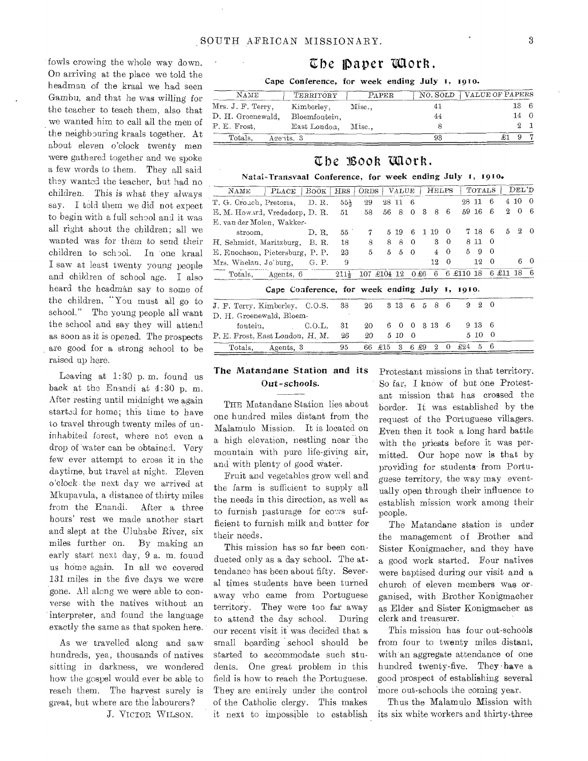fowls crowing the whole way down. On arriving at the place we told the headman of the kraal we had seen Gambu, and that he was willing for the teacher to teach them, also that we wanted him to call all the men of the neighbouring kraals together. At about eleven o'clock twenty men were gathered together and we spoke a few words to them. They all said they wanted the teacher, but had no children. This is what they always say. I told them we did not expect to begin with a full school and it was all right about the children; all we wanted was for them to send their children to school. In one kraal I saw at least twenty young people and children of school age. I also heard the headman say to some of the children, "You must all go to school." The young people all want the school and say they will attend as soon as it is opened. The prospects are good for a strong school to be raised up here.

Leaving at 1:30 p. m. found us back at the Enandi at 4:30 p. m. After resting until midnight we again started for home; this time to have to travel through twenty miles of uninhabited forest, where not even a drop of water can be obtained. Very few ever attempt to cross it in the daytime, but travel at night. Eleven o'clock the next day we arrived at Mkupavula, a distance of thirty miles from the Enandi. After a three hours' rest we made another start and slept at the Uluhabe River, six miles further on. By making an early start next day, 9 a. m. found us home again. In all we covered 131 miles in the five days we were gone. All along we were able to converse with the natives without an interpreter, and found the language exactly the same as that spoken here.

As we travelled along and saw hundreds, yea, thousands of natives sitting in darkness, we wondered how the gospel would ever be able to reach them. The harvest surely is great, but where are the labourers?

J. VICTOR WILSON.

## The Paper Work.

**Cape Conference, for week ending July 1, 1910.**

| NAME | TERRITORY | PAPER | NO. SOLD | VALUE OF PAPERS |
|---|---|---|---|---|
| Mrs. J. F. Terry, | Kimberley, | Misc., | 41 | 13 6 |
| D. H. Groenewald, | Bloemfontein, | | 44 | 14 0 |
| P. E. Frost, | East London, | Misc., | 8 | 2 1 |
| Totals, Agents, 3 | | | 93 | £1 9 7 |

## The Book Work.

**Natal-Transvaal Conference, for week ending July 1, 1910.**

| NAME | PLACE | BOOK | HRS | ORDS | VALUE | HELPS | TOTALS | DEL'D |
|---|---|---|---|---|---|---|---|---|
| T. G. Crouch, | Pretoria, | D. R. | 55½ | 29 | 28 11 6 | | 28 11 6 | 4 10 0 |
| E. M. Howard, | Vrededorp, | D. R. | 51 | 58 | 56 8 0 | 3 8 6 | 59 16 6 | 2 0 6 |
| E. van der Molen, | Wakkerstroom, | D. R. | 55 | 7 | 5 19 6 | 1 19 0 | 7 18 6 | 5 2 0 |
| H. Schmidt, | Maritzburg, | B. R. | 18 | 8 | 8 8 0 | 3 0 | 8 11 0 | |
| E. Enochson, | Pietersburg, | P. P. | 23 | 5 | 5 5 0 | 4 0 | 5 9 0 | |
| Mrs. Whelan, | Jo'burg, | G. P. | 9 | | | 12 0 | 12 0 | 6 0 |
| Totals, | Agents, 6 | | 211½ | 107 | £104 12 0 | £6 6 6 | £110 18 6 | £11 18 6 |

**Cape Conference, for week ending July 1, 1910.**

| NAME | PLACE | BOOK | HRS | ORDS | VALUE | HELPS | TOTALS |
|---|---|---|---|---|---|---|---|
| J. F. Terry, | Kimberley, | C.O.S. | 38 | 26 | 3 13 6 | 5 8 6 | 9 2 0 |
| D. H. Groenewald, | Bloemfontein, | C.O.L. | 31 | 20 | 6 0 0 | 3 13 6 | 9 13 6 |
| P. E. Frost, | East London, | H. M. | 26 | 20 | 5 10 0 | | 5 10 0 |
| Totals, | Agents, 3 | | 95 | 66 | £15 3 6 | £9 2 0 | £24 5 6 |

### The Matandane Station and its Out-schools.

THE Matandane Station lies about one hundred miles distant from the Malamulo Mission. It is located on a high elevation, nestling near the mountain with pure life-giving air, and with plenty of good water.

Fruit and vegetables grow well and the farm is sufficient to supply all the needs in this direction, as well as to furnish pasturage for cows sufficient to furnish milk and butter for their needs.

This mission has so far been conducted only as a day school. The attendance has been about fifty. Several times students have been turned away who came from Portuguese territory. They were too far away to attend the day school. During our recent visit it was decided that a small boarding school should be started to accommodate such students. One great problem in this field is how to reach the Portuguese. They are entirely under the control of the Catholic clergy. This makes it next to impossible to establish Protestant missions in that territory. So far, I know of but one Protestant mission that has crossed the border. It was established by the request of the Portuguese villagers. Even then it took a long hard battle with the priests before it was permitted. Our hope now is that by providing for students from Portuguese territory, the way may eventually open through their influence to establish mission work among their people.

The Matandane station is under the management of Brother and Sister Konigmacher, and they have a good work started. Four natives were baptised during our visit and a church of eleven members was organised, with Brother Konigmacher as Elder and Sister Konigmacher as clerk and treasurer.

This mission has four out-schools from four to twenty miles distant, with an aggregate attendance of one hundred twenty-five. They have a good prospect of establishing several more out-schools the coming year.

Thus the Malamulo Mission with its six white workers and thirty-three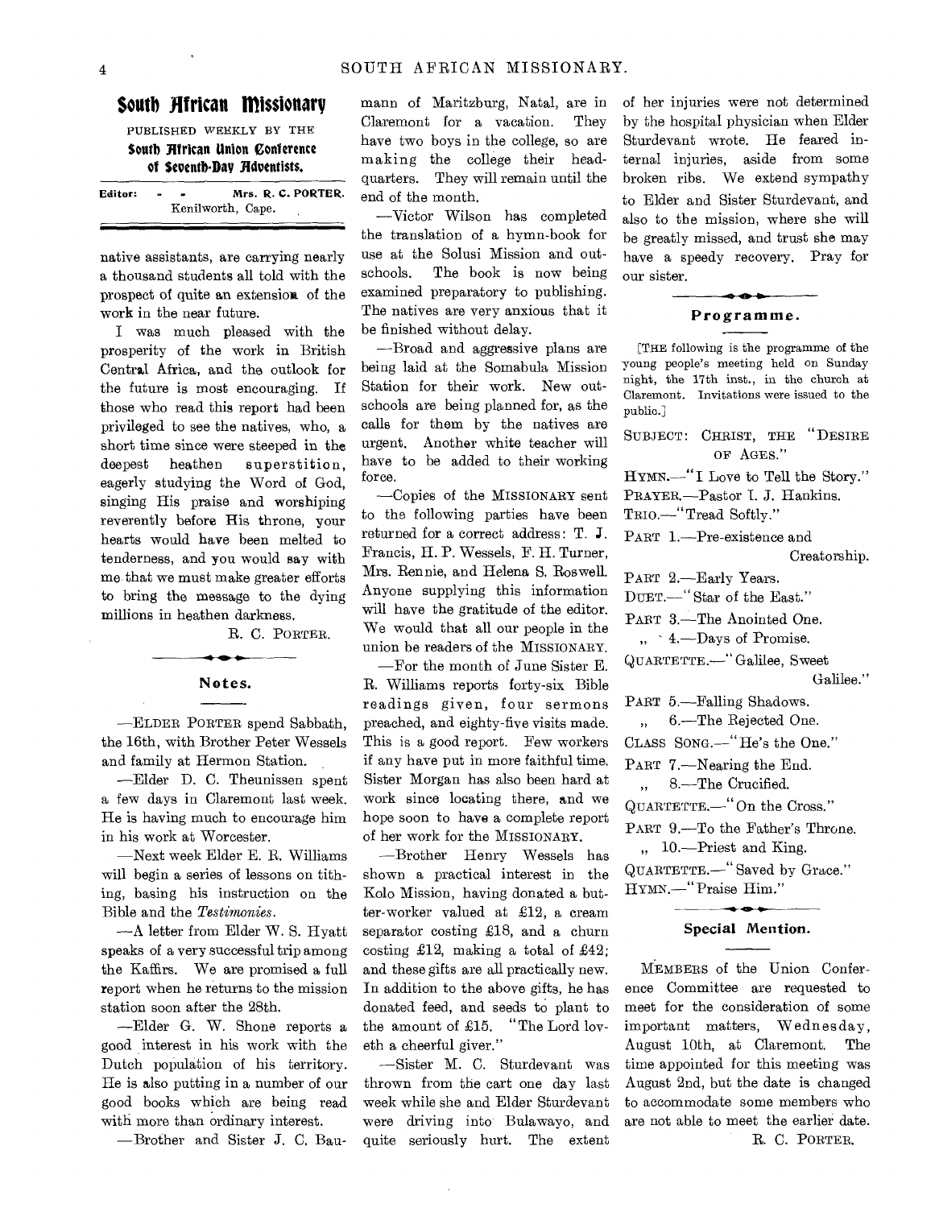# South African Missionary

PUBLISHED WEEKLY BY THE

**South African Union Conference of Seventh-Day Adventists.**

Editor: Mrs. R. C. PORTER. Kenilworth, Cape.

native assistants, are carrying nearly a thousand students all told with the prospect of quite an extension of the work in the near future.

I was much pleased with the prosperity of the work in British Central Africa, and the outlook for the future is most encouraging. If those who read this report had been privileged to see the natives, who, a short time since were steeped in the deepest heathen superstition, eagerly studying the Word of God, singing His praise and worshiping reverently before His throne, your hearts would have been melted to tenderness, and you would say with me that we must make greater efforts to bring the message to the dying millions in heathen darkness.

R. C. PORTER.

## Notes.

—ELDER PORTER spend Sabbath, the 16th, with Brother Peter Wessels and family at Hermon Station.

—Elder D. C. Theunissen spent a few days in Claremont last week. He is having much to encourage him in his work at Worcester.

—Next week Elder E. R. Williams will begin a series of lessons on tithing, basing his instruction on the Bible and the *Testimonies*.

—A letter from Elder W. S. Hyatt speaks of a very successful trip among the Kaffirs. We are promised a full report when he returns to the mission station soon after the 28th.

—Elder G. W. Shone reports a good interest in his work with the Dutch population of his territory. He is also putting in a number of our good books which are being read with more than ordinary interest.

—Brother and Sister J. C. Baumann of Maritzburg, Natal, are in Claremont for a vacation. They have two boys in the college, so are making the college their headquarters. They will remain until the end of the month.

—Victor Wilson has completed the translation of a hymn-book for use at the Solusi Mission and outschools. The book is now being examined preparatory to publishing. The natives are very anxious that it be finished without delay.

—Broad and aggressive plans are being laid at the Somabula Mission Station for their work. New outschools are being planned for, as the calls for them by the natives are urgent. Another white teacher will have to be added to their working force.

—Copies of the MISSIONARY sent to the following parties have been returned for a correct address: T. J. Francis, H. P. Wessels, F. H. Turner, Mrs. Rennie, and Helena S. Roswell. Anyone supplying this information will have the gratitude of the editor. We would that all our people in the union be readers of the MISSIONARY.

—For the month of June Sister E. R. Williams reports forty-six Bible readings given, four sermons preached, and eighty-five visits made. This is a good report. Few workers if any have put in more faithful time. Sister Morgan has also been hard at work since locating there, and we hope soon to have a complete report of her work for the MISSIONARY.

—Brother Henry Wessels has shown a practical interest in the Kolo Mission, having donated a butter-worker valued at £12, a cream separator costing £18, and a churn costing £12, making a total of £42; and these gifts are all practically new. In addition to the above gifts, he has donated feed, and seeds to plant to the amount of £15. "The Lord loveth a cheerful giver."

—Sister M. C. Sturdevant was thrown from the cart one day last week while she and Elder Sturdevant were driving into Bulawayo, and quite seriously hurt. The extent of her injuries were not determined by the hospital physician when Elder Sturdevant wrote. He feared internal injuries, aside from some broken ribs. We extend sympathy to Elder and Sister Sturdevant, and also to the mission, where she will be greatly missed, and trust she may have a speedy recovery. Pray for our sister.

## Programme.

[THE following is the programme of the young people's meeting held on Sunday night, the 17th inst., in the church at Claremont. Invitations were issued to the public.]

SUBJECT: CHRIST, THE "DESIRE OF AGES."

HYMN.—"I Love to Tell the Story."
PRAYER.—Pastor I. J. Hankins.
TRIO.—"Tread Softly."
PART 1.—Pre-existence and Creatorship.
PART 2.—Early Years.
DUET.—"Star of the East."
PART 3.—The Anointed One.
,, 4.—Days of Promise.
QUARTETTE.—"Galilee, Sweet Galilee."
PART 5.—Falling Shadows.
,, 6.—The Rejected One.
CLASS SONG.—"He's the One."
PART 7.—Nearing the End.
,, 8.—The Crucified.
QUARTETTE.—"On the Cross."
PART 9.—To the Father's Throne.
,, 10.—Priest and King.
QUARTETTE.—"Saved by Grace."
HYMN.—"Praise Him."

## Special Mention.

MEMBERS of the Union Conference Committee are requested to meet for the consideration of some important matters, Wednesday, August 10th, at Claremont. The time appointed for this meeting was August 2nd, but the date is changed to accommodate some members who are not able to meet the earlier date.

R. C. PORTER.